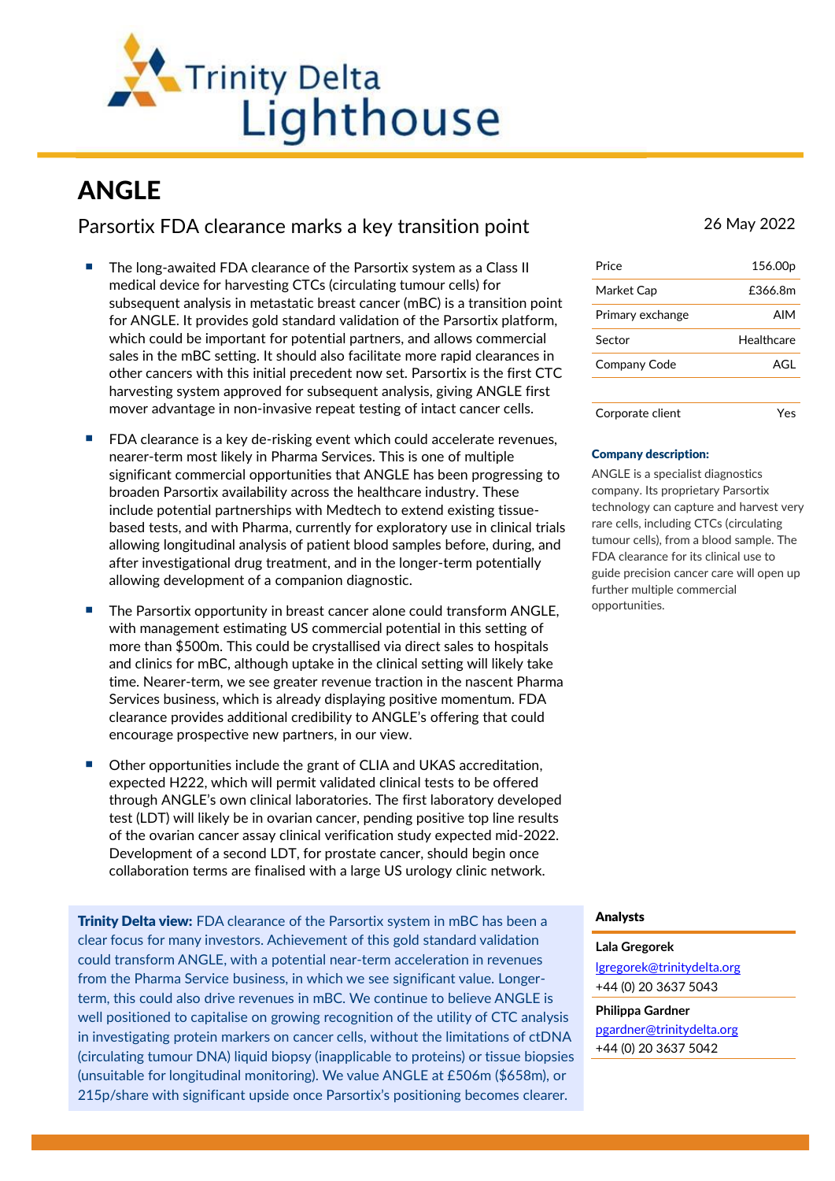Trinity Delta Lighthouse

# ANGLE

## Parsortix FDA clearance marks a key transition point

26 May 2022

- The long-awaited FDA clearance of the Parsortix system as a Class II medical device for harvesting CTCs (circulating tumour cells) for subsequent analysis in metastatic breast cancer (mBC) is a transition point for ANGLE. It provides gold standard validation of the Parsortix platform, which could be important for potential partners, and allows commercial sales in the mBC setting. It should also facilitate more rapid clearances in other cancers with this initial precedent now set. Parsortix is the first CTC harvesting system approved for subsequent analysis, giving ANGLE first mover advantage in non-invasive repeat testing of intact cancer cells.
- FDA clearance is a key de-risking event which could accelerate revenues, nearer-term most likely in Pharma Services. This is one of multiple significant commercial opportunities that ANGLE has been progressing to broaden Parsortix availability across the healthcare industry. These include potential partnerships with Medtech to extend existing tissue-based tests, and with Pharma, currently for exploratory use in clinical trials allowing longitudinal analysis of patient blood samples before, during, and after investigational drug treatment, and in the longer-term potentially allowing development of a companion diagnostic.
- The Parsortix opportunity in breast cancer alone could transform ANGLE, with management estimating US commercial potential in this setting of more than $500m. This could be crystallised via direct sales to hospitals and clinics for mBC, although uptake in the clinical setting will likely take time. Nearer-term, we see greater revenue traction in the nascent Pharma Services business, which is already displaying positive momentum. FDA clearance provides additional credibility to ANGLE's offering that could encourage prospective new partners, in our view.
- Other opportunities include the grant of CLIA and UKAS accreditation, expected H222, which will permit validated clinical tests to be offered through ANGLE's own clinical laboratories. The first laboratory developed test (LDT) will likely be in ovarian cancer, pending positive top line results of the ovarian cancer assay clinical verification study expected mid-2022. Development of a second LDT, for prostate cancer, should begin once collaboration terms are finalised with a large US urology clinic network.

**Trinity Delta view:** FDA clearance of the Parsortix system in mBC has been a clear focus for many investors. Achievement of this gold standard validation could transform ANGLE, with a potential near-term acceleration in revenues from the Pharma Service business, in which we see significant value. Longer-term, this could also drive revenues in mBC. We continue to believe ANGLE is well positioned to capitalise on growing recognition of the utility of CTC analysis in investigating protein markers on cancer cells, without the limitations of ctDNA (circulating tumour DNA) liquid biopsy (inapplicable to proteins) or tissue biopsies (unsuitable for longitudinal monitoring). We value ANGLE at £506m ($658m), or 215p/share with significant upside once Parsortix's positioning becomes clearer.

| | |
|---|---|
| Price | 156.00p |
| Market Cap | £366.8m |
| Primary exchange | AIM |
| Sector | Healthcare |
| Company Code | AGL |
| Corporate client | Yes |

**Company description:**

ANGLE is a specialist diagnostics company. Its proprietary Parsortix technology can capture and harvest very rare cells, including CTCs (circulating tumour cells), from a blood sample. The FDA clearance for its clinical use to guide precision cancer care will open up further multiple commercial opportunities.

**Analysts**

**Lala Gregorek**
lgregorek@trinitydelta.org
+44 (0) 20 3637 5043

**Philippa Gardner**
pgardner@trinitydelta.org
+44 (0) 20 3637 5042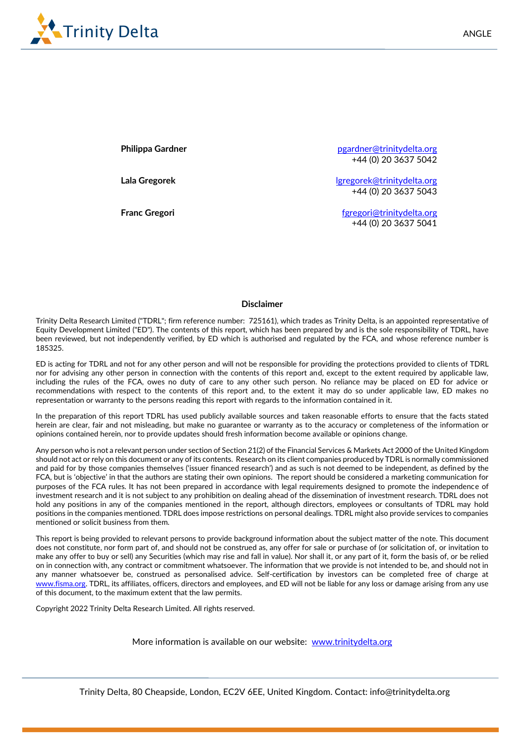**Philippa Gardner** pgardner@trinitydelta.org
+44 (0) 20 3637 5042

**Lala Gregorek** lgregorek@trinitydelta.org
+44 (0) 20 3637 5043

**Franc Gregori** fgregori@trinitydelta.org
+44 (0) 20 3637 5041

**Disclaimer**

Trinity Delta Research Limited ("TDRL"; firm reference number: 725161), which trades as Trinity Delta, is an appointed representative of Equity Development Limited ("ED"). The contents of this report, which has been prepared by and is the sole responsibility of TDRL, have been reviewed, but not independently verified, by ED which is authorised and regulated by the FCA, and whose reference number is 185325.

ED is acting for TDRL and not for any other person and will not be responsible for providing the protections provided to clients of TDRL nor for advising any other person in connection with the contents of this report and, except to the extent required by applicable law, including the rules of the FCA, owes no duty of care to any other such person. No reliance may be placed on ED for advice or recommendations with respect to the contents of this report and, to the extent it may do so under applicable law, ED makes no representation or warranty to the persons reading this report with regards to the information contained in it.

In the preparation of this report TDRL has used publicly available sources and taken reasonable efforts to ensure that the facts stated herein are clear, fair and not misleading, but make no guarantee or warranty as to the accuracy or completeness of the information or opinions contained herein, nor to provide updates should fresh information become available or opinions change.

Any person who is not a relevant person under section of Section 21(2) of the Financial Services & Markets Act 2000 of the United Kingdom should not act or rely on this document or any of its contents. Research on its client companies produced by TDRL is normally commissioned and paid for by those companies themselves ('issuer financed research') and as such is not deemed to be independent, as defined by the FCA, but is 'objective' in that the authors are stating their own opinions. The report should be considered a marketing communication for purposes of the FCA rules. It has not been prepared in accordance with legal requirements designed to promote the independence of investment research and it is not subject to any prohibition on dealing ahead of the dissemination of investment research. TDRL does not hold any positions in any of the companies mentioned in the report, although directors, employees or consultants of TDRL may hold positions in the companies mentioned. TDRL does impose restrictions on personal dealings. TDRL might also provide services to companies mentioned or solicit business from them.

This report is being provided to relevant persons to provide background information about the subject matter of the note. This document does not constitute, nor form part of, and should not be construed as, any offer for sale or purchase of (or solicitation of, or invitation to make any offer to buy or sell) any Securities (which may rise and fall in value). Nor shall it, or any part of it, form the basis of, or be relied on in connection with, any contract or commitment whatsoever. The information that we provide is not intended to be, and should not in any manner whatsoever be, construed as personalised advice. Self-certification by investors can be completed free of charge at www.fisma.org. TDRL, its affiliates, officers, directors and employees, and ED will not be liable for any loss or damage arising from any use of this document, to the maximum extent that the law permits.

Copyright 2022 Trinity Delta Research Limited. All rights reserved.

More information is available on our website: www.trinitydelta.org

Trinity Delta, 80 Cheapside, London, EC2V 6EE, United Kingdom. Contact: info@trinitydelta.org